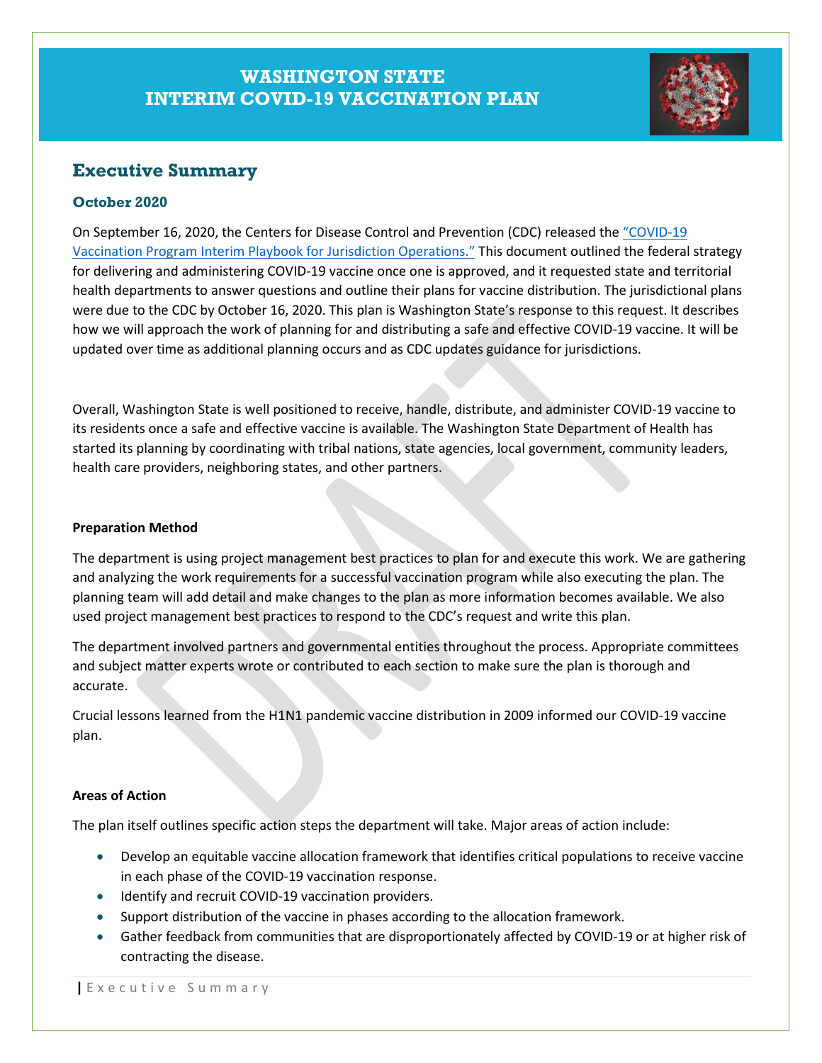# WASHINGTON STATE INTERIM COVID-19 VACCINATION PLAN

## Executive Summary

### October 2020

On September 16, 2020, the Centers for Disease Control and Prevention (CDC) released the "COVID-19 Vaccination Program Interim Playbook for Jurisdiction Operations." This document outlined the federal strategy for delivering and administering COVID-19 vaccine once one is approved, and it requested state and territorial health departments to answer questions and outline their plans for vaccine distribution. The jurisdictional plans were due to the CDC by October 16, 2020. This plan is Washington State's response to this request. It describes how we will approach the work of planning for and distributing a safe and effective COVID-19 vaccine. It will be updated over time as additional planning occurs and as CDC updates guidance for jurisdictions.

Overall, Washington State is well positioned to receive, handle, distribute, and administer COVID-19 vaccine to its residents once a safe and effective vaccine is available. The Washington State Department of Health has started its planning by coordinating with tribal nations, state agencies, local government, community leaders, health care providers, neighboring states, and other partners.

**Preparation Method**

The department is using project management best practices to plan for and execute this work. We are gathering and analyzing the work requirements for a successful vaccination program while also executing the plan. The planning team will add detail and make changes to the plan as more information becomes available. We also used project management best practices to respond to the CDC's request and write this plan.

The department involved partners and governmental entities throughout the process. Appropriate committees and subject matter experts wrote or contributed to each section to make sure the plan is thorough and accurate.

Crucial lessons learned from the H1N1 pandemic vaccine distribution in 2009 informed our COVID-19 vaccine plan.

**Areas of Action**

The plan itself outlines specific action steps the department will take. Major areas of action include:

- Develop an equitable vaccine allocation framework that identifies critical populations to receive vaccine in each phase of the COVID-19 vaccination response.
- Identify and recruit COVID-19 vaccination providers.
- Support distribution of the vaccine in phases according to the allocation framework.
- Gather feedback from communities that are disproportionately affected by COVID-19 or at higher risk of contracting the disease.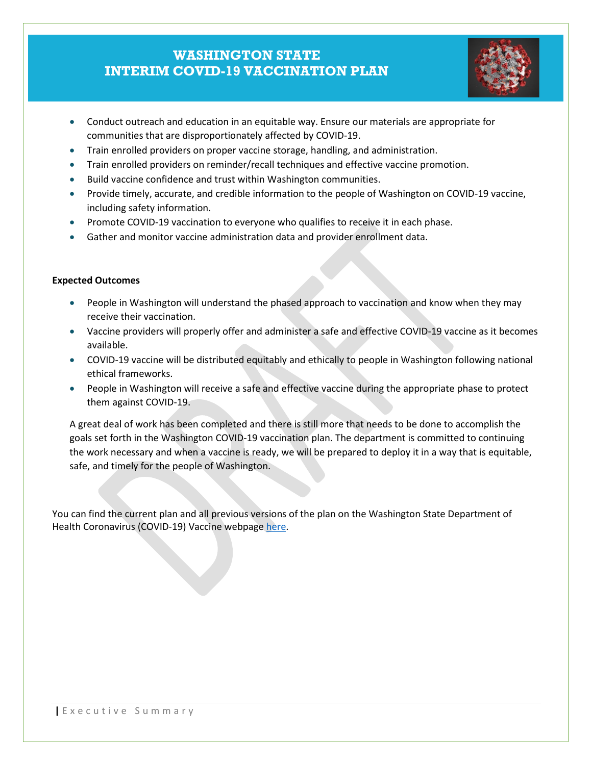- Conduct outreach and education in an equitable way. Ensure our materials are appropriate for communities that are disproportionately affected by COVID-19.
- Train enrolled providers on proper vaccine storage, handling, and administration.
- Train enrolled providers on reminder/recall techniques and effective vaccine promotion.
- Build vaccine confidence and trust within Washington communities.
- Provide timely, accurate, and credible information to the people of Washington on COVID-19 vaccine, including safety information.
- Promote COVID-19 vaccination to everyone who qualifies to receive it in each phase.
- Gather and monitor vaccine administration data and provider enrollment data.

**Expected Outcomes**

- People in Washington will understand the phased approach to vaccination and know when they may receive their vaccination.
- Vaccine providers will properly offer and administer a safe and effective COVID-19 vaccine as it becomes available.
- COVID-19 vaccine will be distributed equitably and ethically to people in Washington following national ethical frameworks.
- People in Washington will receive a safe and effective vaccine during the appropriate phase to protect them against COVID-19.

A great deal of work has been completed and there is still more that needs to be done to accomplish the goals set forth in the Washington COVID-19 vaccination plan. The department is committed to continuing the work necessary and when a vaccine is ready, we will be prepared to deploy it in a way that is equitable, safe, and timely for the people of Washington.

You can find the current plan and all previous versions of the plan on the Washington State Department of Health Coronavirus (COVID-19) Vaccine webpage here.